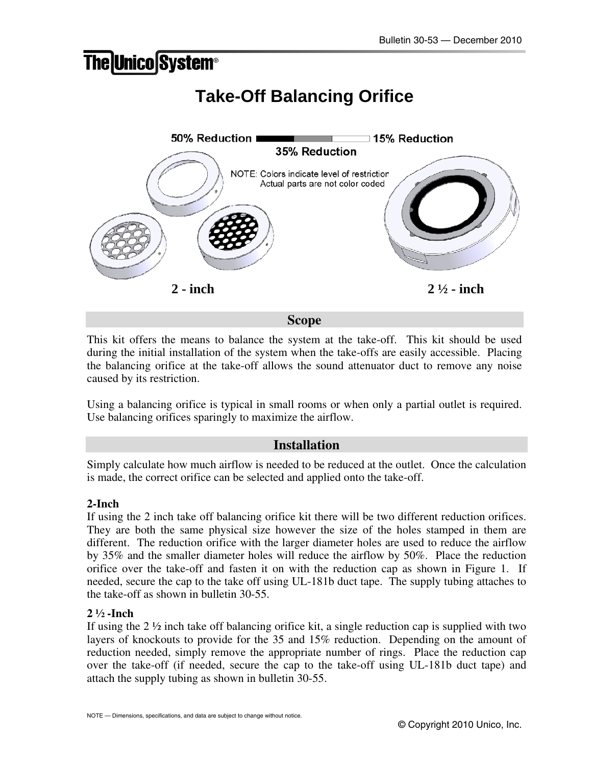# Take-Off Balancing Orifice

50% Reduction — 35% Reduction — 15% Reduction

NOTE: Colors indicate level of restriction. Actual parts are not color coded

**2 - inch** **2 ½ - inch**

## Scope

This kit offers the means to balance the system at the take-off. This kit should be used during the initial installation of the system when the take-offs are easily accessible. Placing the balancing orifice at the take-off allows the sound attenuator duct to remove any noise caused by its restriction.

Using a balancing orifice is typical in small rooms or when only a partial outlet is required. Use balancing orifices sparingly to maximize the airflow.

## Installation

Simply calculate how much airflow is needed to be reduced at the outlet. Once the calculation is made, the correct orifice can be selected and applied onto the take-off.

**2-Inch**

If using the 2 inch take off balancing orifice kit there will be two different reduction orifices. They are both the same physical size however the size of the holes stamped in them are different. The reduction orifice with the larger diameter holes are used to reduce the airflow by 35% and the smaller diameter holes will reduce the airflow by 50%. Place the reduction orifice over the take-off and fasten it on with the reduction cap as shown in Figure 1. If needed, secure the cap to the take off using UL-181b duct tape. The supply tubing attaches to the take-off as shown in bulletin 30-55.

**2 ½ -Inch**

If using the 2 ½ inch take off balancing orifice kit, a single reduction cap is supplied with two layers of knockouts to provide for the 35 and 15% reduction. Depending on the amount of reduction needed, simply remove the appropriate number of rings. Place the reduction cap over the take-off (if needed, secure the cap to the take-off using UL-181b duct tape) and attach the supply tubing as shown in bulletin 30-55.

NOTE — Dimensions, specifications, and data are subject to change without notice.

© Copyright 2010 Unico, Inc.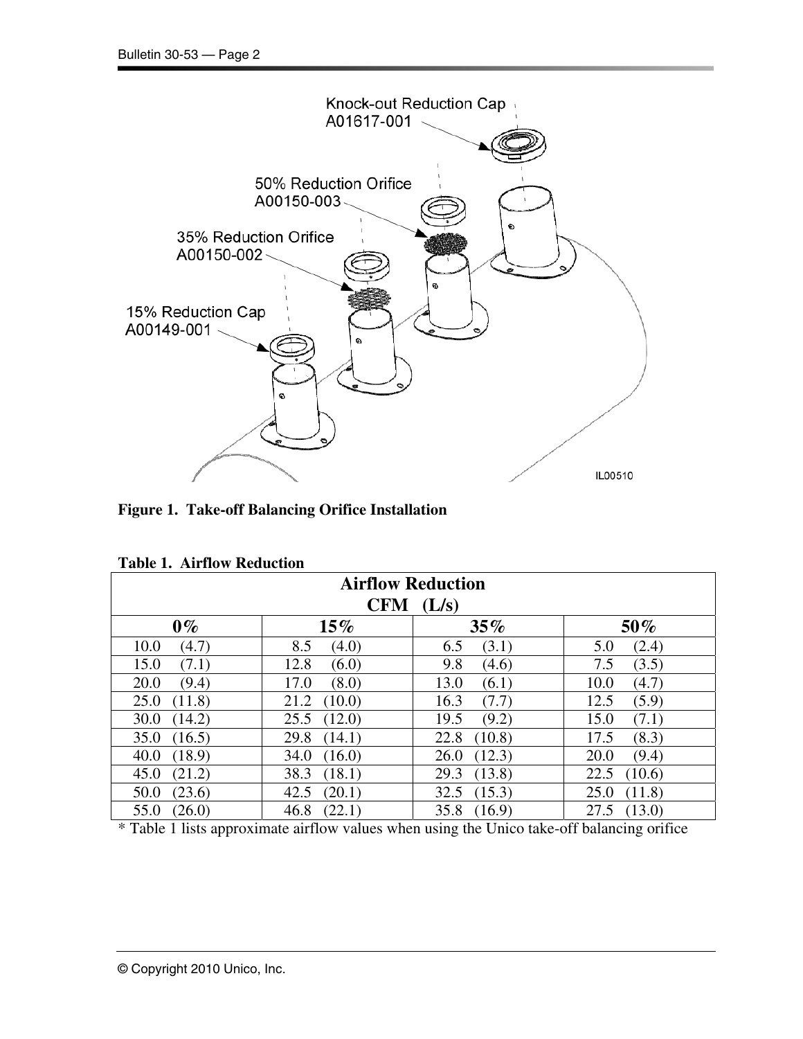Knock-out Reduction Cap
A01617-001

50% Reduction Orifice
A00150-003

35% Reduction Orifice
A00150-002

15% Reduction Cap
A00149-001

IL00510

**Figure 1. Take-off Balancing Orifice Installation**

**Table 1. Airflow Reduction**

| Airflow Reduction CFM (L/s) | | | |
|---|---|---|---|
| **0%** | **15%** | **35%** | **50%** |
| 10.0 (4.7) | 8.5 (4.0) | 6.5 (3.1) | 5.0 (2.4) |
| 15.0 (7.1) | 12.8 (6.0) | 9.8 (4.6) | 7.5 (3.5) |
| 20.0 (9.4) | 17.0 (8.0) | 13.0 (6.1) | 10.0 (4.7) |
| 25.0 (11.8) | 21.2 (10.0) | 16.3 (7.7) | 12.5 (5.9) |
| 30.0 (14.2) | 25.5 (12.0) | 19.5 (9.2) | 15.0 (7.1) |
| 35.0 (16.5) | 29.8 (14.1) | 22.8 (10.8) | 17.5 (8.3) |
| 40.0 (18.9) | 34.0 (16.0) | 26.0 (12.3) | 20.0 (9.4) |
| 45.0 (21.2) | 38.3 (18.1) | 29.3 (13.8) | 22.5 (10.6) |
| 50.0 (23.6) | 42.5 (20.1) | 32.5 (15.3) | 25.0 (11.8) |
| 55.0 (26.0) | 46.8 (22.1) | 35.8 (16.9) | 27.5 (13.0) |

* Table 1 lists approximate airflow values when using the Unico take-off balancing orifice